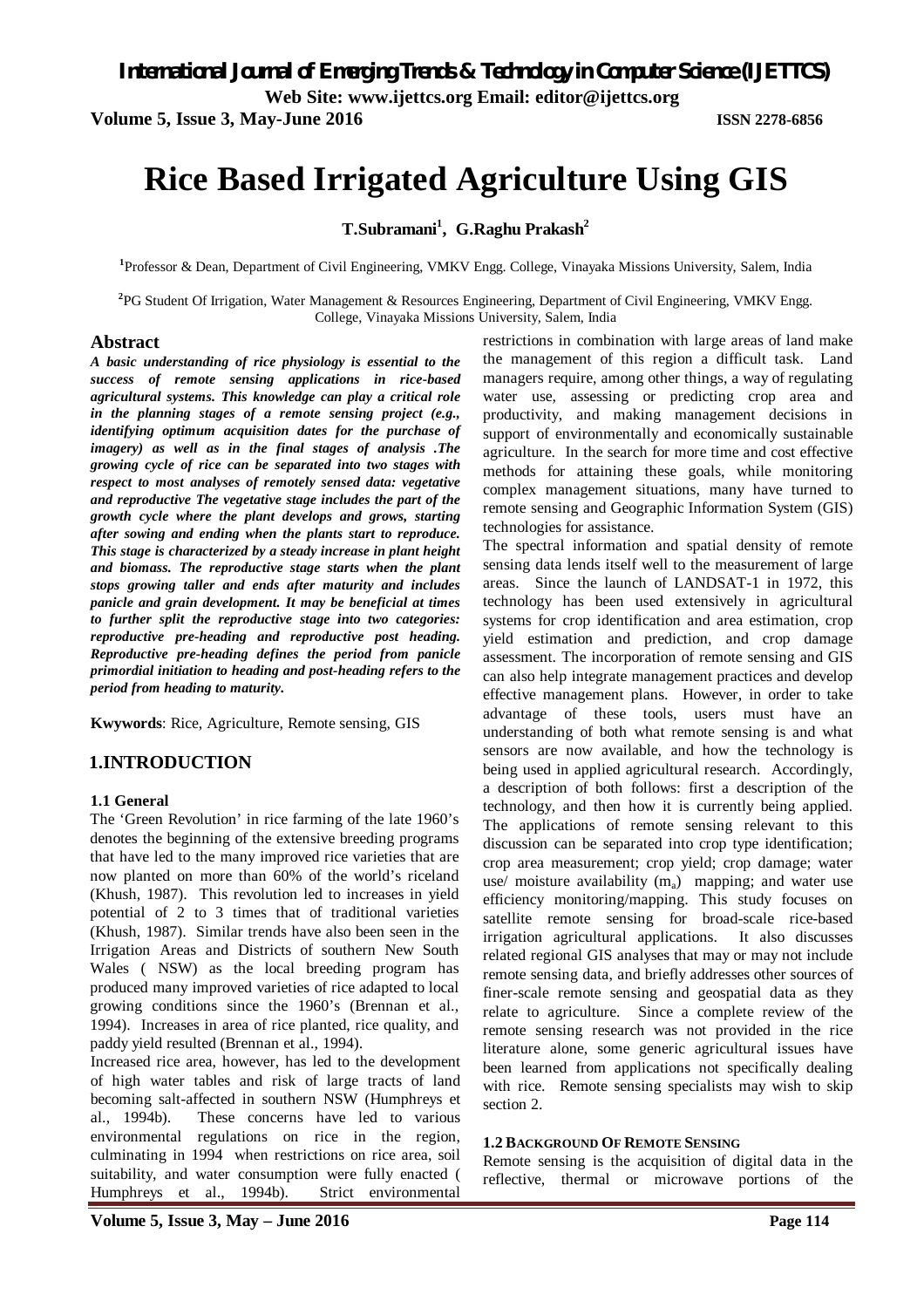# Rice Based Irrigated Agriculture Using GIS

**T.Subramani[1], G.Raghu Prakash[2]**

[1]Professor & Dean, Department of Civil Engineering, VMKV Engg. College, Vinayaka Missions University, Salem, India

[2]PG Student Of Irrigation, Water Management & Resources Engineering, Department of Civil Engineering, VMKV Engg. College, Vinayaka Missions University, Salem, India

## Abstract

***A basic understanding of rice physiology is essential to the success of remote sensing applications in rice-based agricultural systems. This knowledge can play a critical role in the planning stages of a remote sensing project (e.g., identifying optimum acquisition dates for the purchase of imagery) as well as in the final stages of analysis .The growing cycle of rice can be separated into two stages with respect to most analyses of remotely sensed data: vegetative and reproductive The vegetative stage includes the part of the growth cycle where the plant develops and grows, starting after sowing and ending when the plants start to reproduce. This stage is characterized by a steady increase in plant height and biomass. The reproductive stage starts when the plant stops growing taller and ends after maturity and includes panicle and grain development. It may be beneficial at times to further split the reproductive stage into two categories: reproductive pre-heading and reproductive post heading. Reproductive pre-heading defines the period from panicle primordial initiation to heading and post-heading refers to the period from heading to maturity.***

**Kwywords**: Rice, Agriculture, Remote sensing, GIS

## 1.INTRODUCTION

### 1.1 General

The 'Green Revolution' in rice farming of the late 1960's denotes the beginning of the extensive breeding programs that have led to the many improved rice varieties that are now planted on more than 60% of the world's riceland (Khush, 1987). This revolution led to increases in yield potential of 2 to 3 times that of traditional varieties (Khush, 1987). Similar trends have also been seen in the Irrigation Areas and Districts of southern New South Wales ( NSW) as the local breeding program has produced many improved varieties of rice adapted to local growing conditions since the 1960's (Brennan et al., 1994). Increases in area of rice planted, rice quality, and paddy yield resulted (Brennan et al., 1994).

Increased rice area, however, has led to the development of high water tables and risk of large tracts of land becoming salt-affected in southern NSW (Humphreys et al., 1994b). These concerns have led to various environmental regulations on rice in the region, culminating in 1994 when restrictions on rice area, soil suitability, and water consumption were fully enacted ( Humphreys et al., 1994b). Strict environmental restrictions in combination with large areas of land make the management of this region a difficult task. Land managers require, among other things, a way of regulating water use, assessing or predicting crop area and productivity, and making management decisions in support of environmentally and economically sustainable agriculture. In the search for more time and cost effective methods for attaining these goals, while monitoring complex management situations, many have turned to remote sensing and Geographic Information System (GIS) technologies for assistance.

The spectral information and spatial density of remote sensing data lends itself well to the measurement of large areas. Since the launch of LANDSAT-1 in 1972, this technology has been used extensively in agricultural systems for crop identification and area estimation, crop yield estimation and prediction, and crop damage assessment. The incorporation of remote sensing and GIS can also help integrate management practices and develop effective management plans. However, in order to take advantage of these tools, users must have an understanding of both what remote sensing is and what sensors are now available, and how the technology is being used in applied agricultural research. Accordingly, a description of both follows: first a description of the technology, and then how it is currently being applied. The applications of remote sensing relevant to this discussion can be separated into crop type identification; crop area measurement; crop yield; crop damage; water use/ moisture availability ($m_a$) mapping; and water use efficiency monitoring/mapping. This study focuses on satellite remote sensing for broad-scale rice-based irrigation agricultural applications. It also discusses related regional GIS analyses that may or may not include remote sensing data, and briefly addresses other sources of finer-scale remote sensing and geospatial data as they relate to agriculture. Since a complete review of the remote sensing research was not provided in the rice literature alone, some generic agricultural issues have been learned from applications not specifically dealing with rice. Remote sensing specialists may wish to skip section 2.

### 1.2 Background Of Remote Sensing

Remote sensing is the acquisition of digital data in the reflective, thermal or microwave portions of the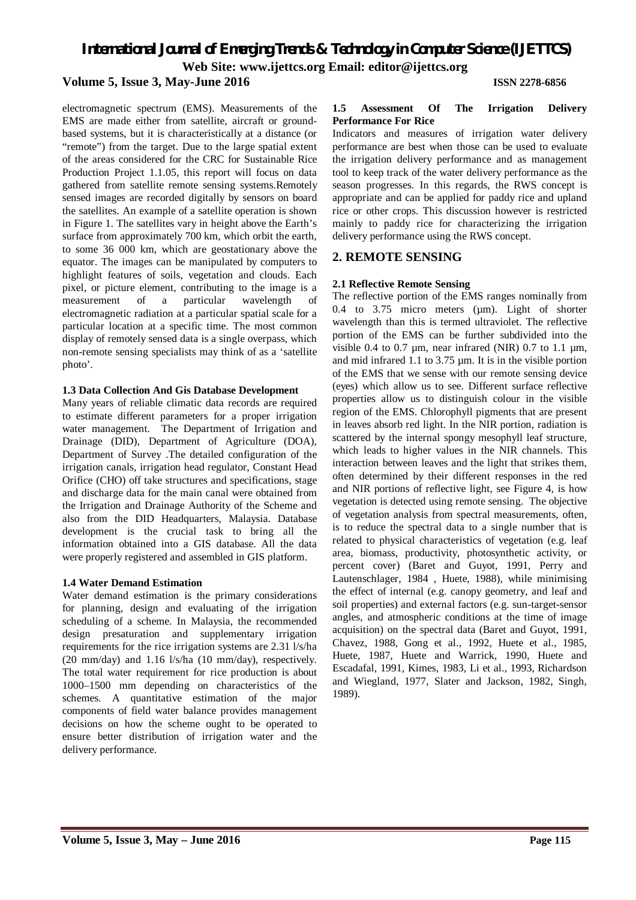electromagnetic spectrum (EMS). Measurements of the EMS are made either from satellite, aircraft or ground-based systems, but it is characteristically at a distance (or "remote") from the target. Due to the large spatial extent of the areas considered for the CRC for Sustainable Rice Production Project 1.1.05, this report will focus on data gathered from satellite remote sensing systems.Remotely sensed images are recorded digitally by sensors on board the satellites. An example of a satellite operation is shown in Figure 1. The satellites vary in height above the Earth's surface from approximately 700 km, which orbit the earth, to some 36 000 km, which are geostationary above the equator. The images can be manipulated by computers to highlight features of soils, vegetation and clouds. Each pixel, or picture element, contributing to the image is a measurement of a particular wavelength of electromagnetic radiation at a particular spatial scale for a particular location at a specific time. The most common display of remotely sensed data is a single overpass, which non-remote sensing specialists may think of as a 'satellite photo'.

### 1.3 Data Collection And Gis Database Development

Many years of reliable climatic data records are required to estimate different parameters for a proper irrigation water management. The Department of Irrigation and Drainage (DID), Department of Agriculture (DOA), Department of Survey .The detailed configuration of the irrigation canals, irrigation head regulator, Constant Head Orifice (CHO) off take structures and specifications, stage and discharge data for the main canal were obtained from the Irrigation and Drainage Authority of the Scheme and also from the DID Headquarters, Malaysia. Database development is the crucial task to bring all the information obtained into a GIS database. All the data were properly registered and assembled in GIS platform.

### 1.4 Water Demand Estimation

Water demand estimation is the primary considerations for planning, design and evaluating of the irrigation scheduling of a scheme. In Malaysia, the recommended design presaturation and supplementary irrigation requirements for the rice irrigation systems are 2.31 l/s/ha (20 mm/day) and 1.16 l/s/ha (10 mm/day), respectively. The total water requirement for rice production is about 1000–1500 mm depending on characteristics of the schemes. A quantitative estimation of the major components of field water balance provides management decisions on how the scheme ought to be operated to ensure better distribution of irrigation water and the delivery performance.

### 1.5 Assessment Of The Irrigation Delivery Performance For Rice

Indicators and measures of irrigation water delivery performance are best when those can be used to evaluate the irrigation delivery performance and as management tool to keep track of the water delivery performance as the season progresses. In this regards, the RWS concept is appropriate and can be applied for paddy rice and upland rice or other crops. This discussion however is restricted mainly to paddy rice for characterizing the irrigation delivery performance using the RWS concept.

## 2. REMOTE SENSING

### 2.1 Reflective Remote Sensing

The reflective portion of the EMS ranges nominally from 0.4 to 3.75 micro meters (µm). Light of shorter wavelength than this is termed ultraviolet. The reflective portion of the EMS can be further subdivided into the visible 0.4 to 0.7 µm, near infrared (NIR) 0.7 to 1.1 µm, and mid infrared 1.1 to 3.75 µm. It is in the visible portion of the EMS that we sense with our remote sensing device (eyes) which allow us to see. Different surface reflective properties allow us to distinguish colour in the visible region of the EMS. Chlorophyll pigments that are present in leaves absorb red light. In the NIR portion, radiation is scattered by the internal spongy mesophyll leaf structure, which leads to higher values in the NIR channels. This interaction between leaves and the light that strikes them, often determined by their different responses in the red and NIR portions of reflective light, see Figure 4, is how vegetation is detected using remote sensing. The objective of vegetation analysis from spectral measurements, often, is to reduce the spectral data to a single number that is related to physical characteristics of vegetation (e.g. leaf area, biomass, productivity, photosynthetic activity, or percent cover) (Baret and Guyot, 1991, Perry and Lautenschlager, 1984 , Huete, 1988), while minimising the effect of internal (e.g. canopy geometry, and leaf and soil properties) and external factors (e.g. sun-target-sensor angles, and atmospheric conditions at the time of image acquisition) on the spectral data (Baret and Guyot, 1991, Chavez, 1988, Gong et al., 1992, Huete et al., 1985, Huete, 1987, Huete and Warrick, 1990, Huete and Escadafal, 1991, Kimes, 1983, Li et al., 1993, Richardson and Wiegland, 1977, Slater and Jackson, 1982, Singh, 1989).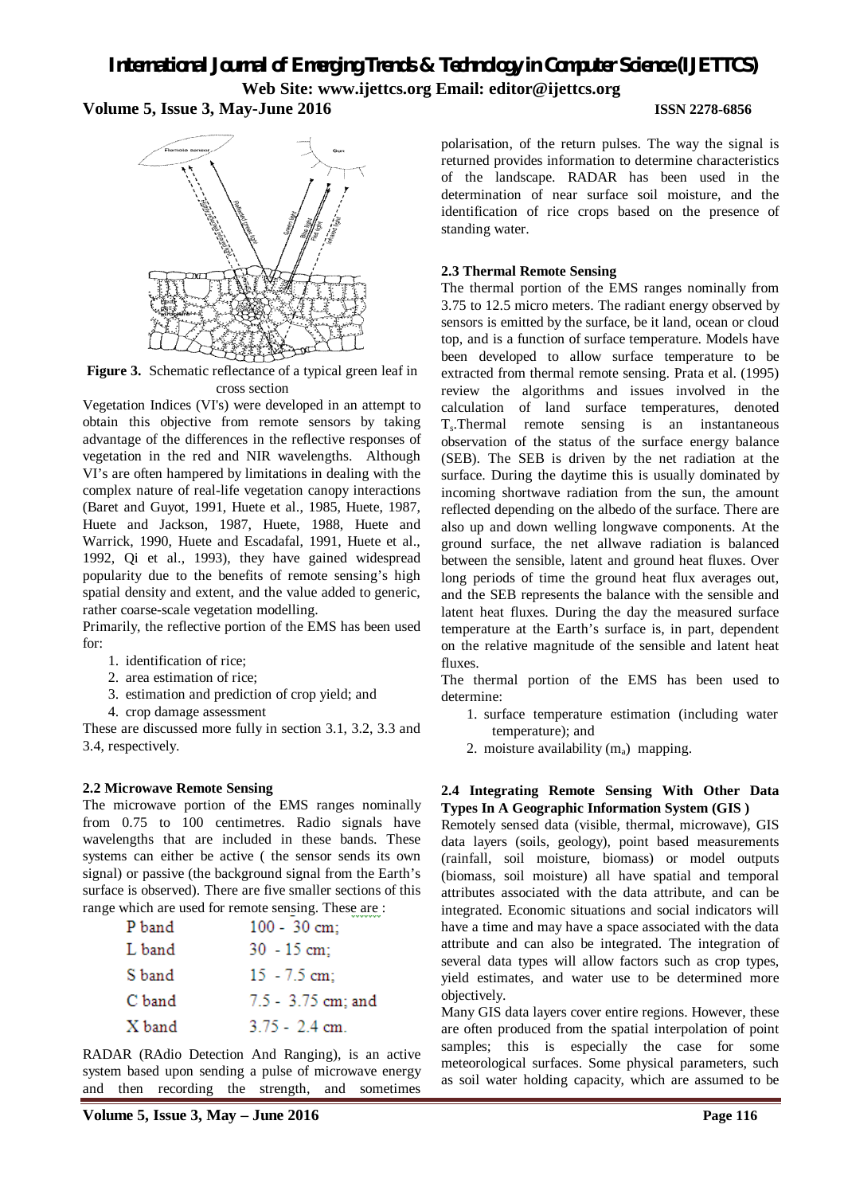**Figure 3.** Schematic reflectance of a typical green leaf in cross section

Vegetation Indices (VI's) were developed in an attempt to obtain this objective from remote sensors by taking advantage of the differences in the reflective responses of vegetation in the red and NIR wavelengths. Although VI's are often hampered by limitations in dealing with the complex nature of real-life vegetation canopy interactions (Baret and Guyot, 1991, Huete et al., 1985, Huete, 1987, Huete and Jackson, 1987, Huete, 1988, Huete and Warrick, 1990, Huete and Escadafal, 1991, Huete et al., 1992, Qi et al., 1993), they have gained widespread popularity due to the benefits of remote sensing's high spatial density and extent, and the value added to generic, rather coarse-scale vegetation modelling.

Primarily, the reflective portion of the EMS has been used for:

1. identification of rice;
2. area estimation of rice;
3. estimation and prediction of crop yield; and
4. crop damage assessment

These are discussed more fully in section 3.1, 3.2, 3.3 and 3.4, respectively.

### 2.2 Microwave Remote Sensing

The microwave portion of the EMS ranges nominally from 0.75 to 100 centimetres. Radio signals have wavelengths that are included in these bands. These systems can either be active ( the sensor sends its own signal) or passive (the background signal from the Earth's surface is observed). There are five smaller sections of this range which are used for remote sensing. These are :

| | |
|---|---|
| P band | 100 - 30 cm; |
| L band | 30 - 15 cm; |
| S band | 15 - 7.5 cm; |
| C band | 7.5 - 3.75 cm; and |
| X band | 3.75 - 2.4 cm. |

RADAR (RAdio Detection And Ranging), is an active system based upon sending a pulse of microwave energy and then recording the strength, and sometimes polarisation, of the return pulses. The way the signal is returned provides information to determine characteristics of the landscape. RADAR has been used in the determination of near surface soil moisture, and the identification of rice crops based on the presence of standing water.

### 2.3 Thermal Remote Sensing

The thermal portion of the EMS ranges nominally from 3.75 to 12.5 micro meters. The radiant energy observed by sensors is emitted by the surface, be it land, ocean or cloud top, and is a function of surface temperature. Models have been developed to allow surface temperature to be extracted from thermal remote sensing. Prata et al. (1995) review the algorithms and issues involved in the calculation of land surface temperatures, denoted $T_s$.Thermal remote sensing is an instantaneous observation of the status of the surface energy balance (SEB). The SEB is driven by the net radiation at the surface. During the daytime this is usually dominated by incoming shortwave radiation from the sun, the amount reflected depending on the albedo of the surface. There are also up and down welling longwave components. At the ground surface, the net allwave radiation is balanced between the sensible, latent and ground heat fluxes. Over long periods of time the ground heat flux averages out, and the SEB represents the balance with the sensible and latent heat fluxes. During the day the measured surface temperature at the Earth's surface is, in part, dependent on the relative magnitude of the sensible and latent heat fluxes.

The thermal portion of the EMS has been used to determine:

1. surface temperature estimation (including water temperature); and
2. moisture availability ($m_a$) mapping.

### 2.4 Integrating Remote Sensing With Other Data Types In A Geographic Information System (GIS )

Remotely sensed data (visible, thermal, microwave), GIS data layers (soils, geology), point based measurements (rainfall, soil moisture, biomass) or model outputs (biomass, soil moisture) all have spatial and temporal attributes associated with the data attribute, and can be integrated. Economic situations and social indicators will have a time and may have a space associated with the data attribute and can also be integrated. The integration of several data types will allow factors such as crop types, yield estimates, and water use to be determined more objectively.

Many GIS data layers cover entire regions. However, these are often produced from the spatial interpolation of point samples; this is especially the case for some meteorological surfaces. Some physical parameters, such as soil water holding capacity, which are assumed to be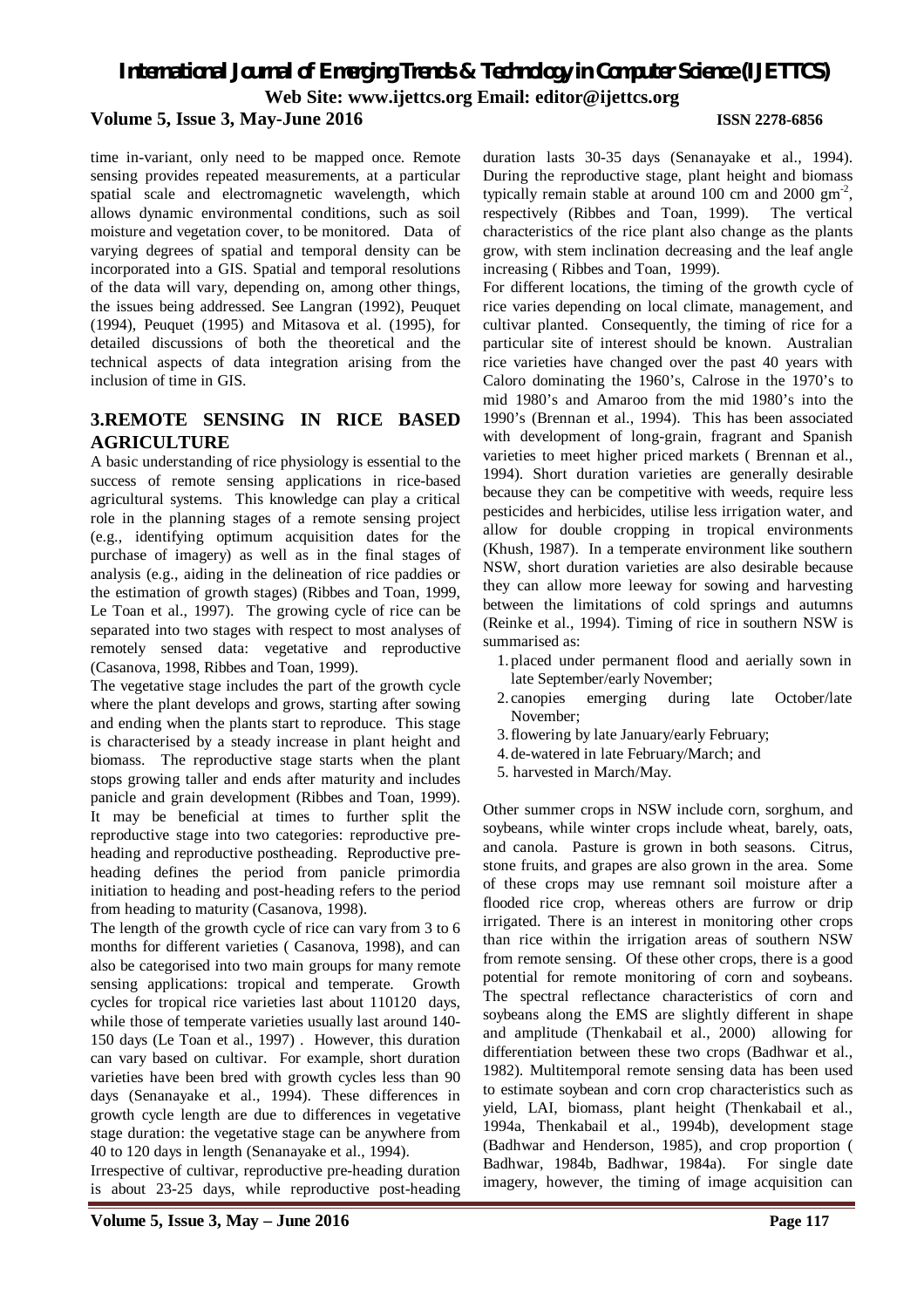time in-variant, only need to be mapped once. Remote sensing provides repeated measurements, at a particular spatial scale and electromagnetic wavelength, which allows dynamic environmental conditions, such as soil moisture and vegetation cover, to be monitored. Data of varying degrees of spatial and temporal density can be incorporated into a GIS. Spatial and temporal resolutions of the data will vary, depending on, among other things, the issues being addressed. See Langran (1992), Peuquet (1994), Peuquet (1995) and Mitasova et al. (1995), for detailed discussions of both the theoretical and the technical aspects of data integration arising from the inclusion of time in GIS.

## 3.REMOTE SENSING IN RICE BASED AGRICULTURE

A basic understanding of rice physiology is essential to the success of remote sensing applications in rice-based agricultural systems. This knowledge can play a critical role in the planning stages of a remote sensing project (e.g., identifying optimum acquisition dates for the purchase of imagery) as well as in the final stages of analysis (e.g., aiding in the delineation of rice paddies or the estimation of growth stages) (Ribbes and Toan, 1999, Le Toan et al., 1997). The growing cycle of rice can be separated into two stages with respect to most analyses of remotely sensed data: vegetative and reproductive (Casanova, 1998, Ribbes and Toan, 1999).

The vegetative stage includes the part of the growth cycle where the plant develops and grows, starting after sowing and ending when the plants start to reproduce. This stage is characterised by a steady increase in plant height and biomass. The reproductive stage starts when the plant stops growing taller and ends after maturity and includes panicle and grain development (Ribbes and Toan, 1999). It may be beneficial at times to further split the reproductive stage into two categories: reproductive preheading and reproductive postheading. Reproductive preheading defines the period from panicle primordia initiation to heading and post-heading refers to the period from heading to maturity (Casanova, 1998).

The length of the growth cycle of rice can vary from 3 to 6 months for different varieties ( Casanova, 1998), and can also be categorised into two main groups for many remote sensing applications: tropical and temperate. Growth cycles for tropical rice varieties last about 110120 days, while those of temperate varieties usually last around 140-150 days (Le Toan et al., 1997) . However, this duration can vary based on cultivar. For example, short duration varieties have been bred with growth cycles less than 90 days (Senanayake et al., 1994). These differences in growth cycle length are due to differences in vegetative stage duration: the vegetative stage can be anywhere from 40 to 120 days in length (Senanayake et al., 1994).

Irrespective of cultivar, reproductive pre-heading duration is about 23-25 days, while reproductive post-heading duration lasts 30-35 days (Senanayake et al., 1994). During the reproductive stage, plant height and biomass typically remain stable at around 100 cm and 2000 $gm^{-2}$, respectively (Ribbes and Toan, 1999). The vertical characteristics of the rice plant also change as the plants grow, with stem inclination decreasing and the leaf angle increasing ( Ribbes and Toan, 1999).

For different locations, the timing of the growth cycle of rice varies depending on local climate, management, and cultivar planted. Consequently, the timing of rice for a particular site of interest should be known. Australian rice varieties have changed over the past 40 years with Caloro dominating the 1960's, Calrose in the 1970's to mid 1980's and Amaroo from the mid 1980's into the 1990's (Brennan et al., 1994). This has been associated with development of long-grain, fragrant and Spanish varieties to meet higher priced markets ( Brennan et al., 1994). Short duration varieties are generally desirable because they can be competitive with weeds, require less pesticides and herbicides, utilise less irrigation water, and allow for double cropping in tropical environments (Khush, 1987). In a temperate environment like southern NSW, short duration varieties are also desirable because they can allow more leeway for sowing and harvesting between the limitations of cold springs and autumns (Reinke et al., 1994). Timing of rice in southern NSW is summarised as:

1. placed under permanent flood and aerially sown in late September/early November;
2. canopies emerging during late October/late November;
3. flowering by late January/early February;
4. de-watered in late February/March; and
5. harvested in March/May.

Other summer crops in NSW include corn, sorghum, and soybeans, while winter crops include wheat, barely, oats, and canola. Pasture is grown in both seasons. Citrus, stone fruits, and grapes are also grown in the area. Some of these crops may use remnant soil moisture after a flooded rice crop, whereas others are furrow or drip irrigated. There is an interest in monitoring other crops than rice within the irrigation areas of southern NSW from remote sensing. Of these other crops, there is a good potential for remote monitoring of corn and soybeans. The spectral reflectance characteristics of corn and soybeans along the EMS are slightly different in shape and amplitude (Thenkabail et al., 2000) allowing for differentiation between these two crops (Badhwar et al., 1982). Multitemporal remote sensing data has been used to estimate soybean and corn crop characteristics such as yield, LAI, biomass, plant height (Thenkabail et al., 1994a, Thenkabail et al., 1994b), development stage (Badhwar and Henderson, 1985), and crop proportion ( Badhwar, 1984b, Badhwar, 1984a). For single date imagery, however, the timing of image acquisition can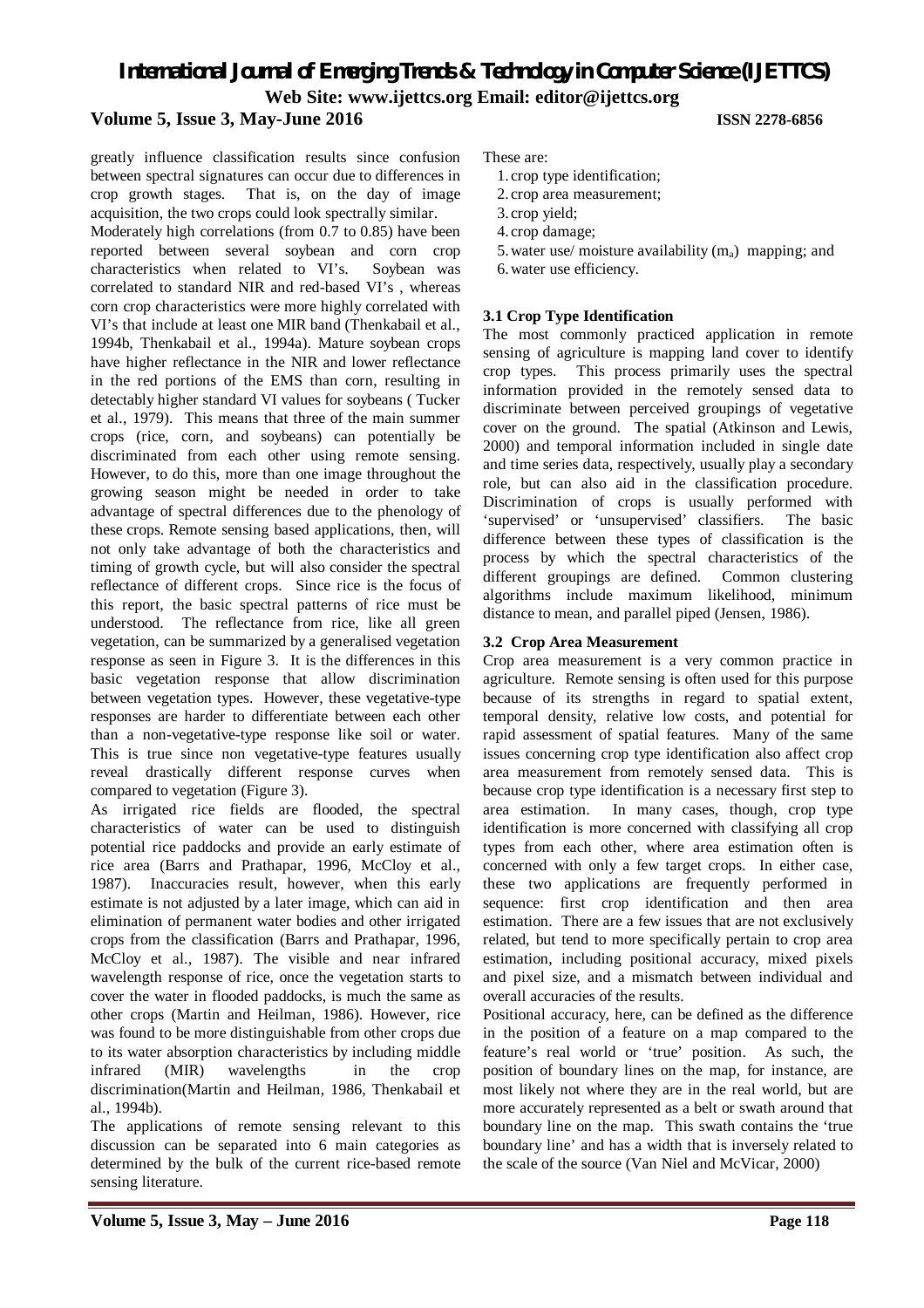greatly influence classification results since confusion between spectral signatures can occur due to differences in crop growth stages. That is, on the day of image acquisition, the two crops could look spectrally similar.

Moderately high correlations (from 0.7 to 0.85) have been reported between several soybean and corn crop characteristics when related to VI's. Soybean was correlated to standard NIR and red-based VI's , whereas corn crop characteristics were more highly correlated with VI's that include at least one MIR band (Thenkabail et al., 1994b, Thenkabail et al., 1994a). Mature soybean crops have higher reflectance in the NIR and lower reflectance in the red portions of the EMS than corn, resulting in detectably higher standard VI values for soybeans ( Tucker et al., 1979). This means that three of the main summer crops (rice, corn, and soybeans) can potentially be discriminated from each other using remote sensing. However, to do this, more than one image throughout the growing season might be needed in order to take advantage of spectral differences due to the phenology of these crops. Remote sensing based applications, then, will not only take advantage of both the characteristics and timing of growth cycle, but will also consider the spectral reflectance of different crops. Since rice is the focus of this report, the basic spectral patterns of rice must be understood. The reflectance from rice, like all green vegetation, can be summarized by a generalised vegetation response as seen in Figure 3. It is the differences in this basic vegetation response that allow discrimination between vegetation types. However, these vegetative-type responses are harder to differentiate between each other than a non-vegetative-type response like soil or water. This is true since non vegetative-type features usually reveal drastically different response curves when compared to vegetation (Figure 3).

As irrigated rice fields are flooded, the spectral characteristics of water can be used to distinguish potential rice paddocks and provide an early estimate of rice area (Barrs and Prathapar, 1996, McCloy et al., 1987). Inaccuracies result, however, when this early estimate is not adjusted by a later image, which can aid in elimination of permanent water bodies and other irrigated crops from the classification (Barrs and Prathapar, 1996, McCloy et al., 1987). The visible and near infrared wavelength response of rice, once the vegetation starts to cover the water in flooded paddocks, is much the same as other crops (Martin and Heilman, 1986). However, rice was found to be more distinguishable from other crops due to its water absorption characteristics by including middle infrared (MIR) wavelengths in the crop discrimination(Martin and Heilman, 1986, Thenkabail et al., 1994b).

The applications of remote sensing relevant to this discussion can be separated into 6 main categories as determined by the bulk of the current rice-based remote sensing literature.

These are:

1. crop type identification;
2. crop area measurement;
3. crop yield;
4. crop damage;
5. water use/ moisture availability ($m_a$) mapping; and
6. water use efficiency.

### 3.1 Crop Type Identification

The most commonly practiced application in remote sensing of agriculture is mapping land cover to identify crop types. This process primarily uses the spectral information provided in the remotely sensed data to discriminate between perceived groupings of vegetative cover on the ground. The spatial (Atkinson and Lewis, 2000) and temporal information included in single date and time series data, respectively, usually play a secondary role, but can also aid in the classification procedure. Discrimination of crops is usually performed with 'supervised' or 'unsupervised' classifiers. The basic difference between these types of classification is the process by which the spectral characteristics of the different groupings are defined. Common clustering algorithms include maximum likelihood, minimum distance to mean, and parallel piped (Jensen, 1986).

### 3.2 Crop Area Measurement

Crop area measurement is a very common practice in agriculture. Remote sensing is often used for this purpose because of its strengths in regard to spatial extent, temporal density, relative low costs, and potential for rapid assessment of spatial features. Many of the same issues concerning crop type identification also affect crop area measurement from remotely sensed data. This is because crop type identification is a necessary first step to area estimation. In many cases, though, crop type identification is more concerned with classifying all crop types from each other, where area estimation often is concerned with only a few target crops. In either case, these two applications are frequently performed in sequence: first crop identification and then area estimation. There are a few issues that are not exclusively related, but tend to more specifically pertain to crop area estimation, including positional accuracy, mixed pixels and pixel size, and a mismatch between individual and overall accuracies of the results.

Positional accuracy, here, can be defined as the difference in the position of a feature on a map compared to the feature's real world or 'true' position. As such, the position of boundary lines on the map, for instance, are most likely not where they are in the real world, but are more accurately represented as a belt or swath around that boundary line on the map. This swath contains the 'true boundary line' and has a width that is inversely related to the scale of the source (Van Niel and McVicar, 2000)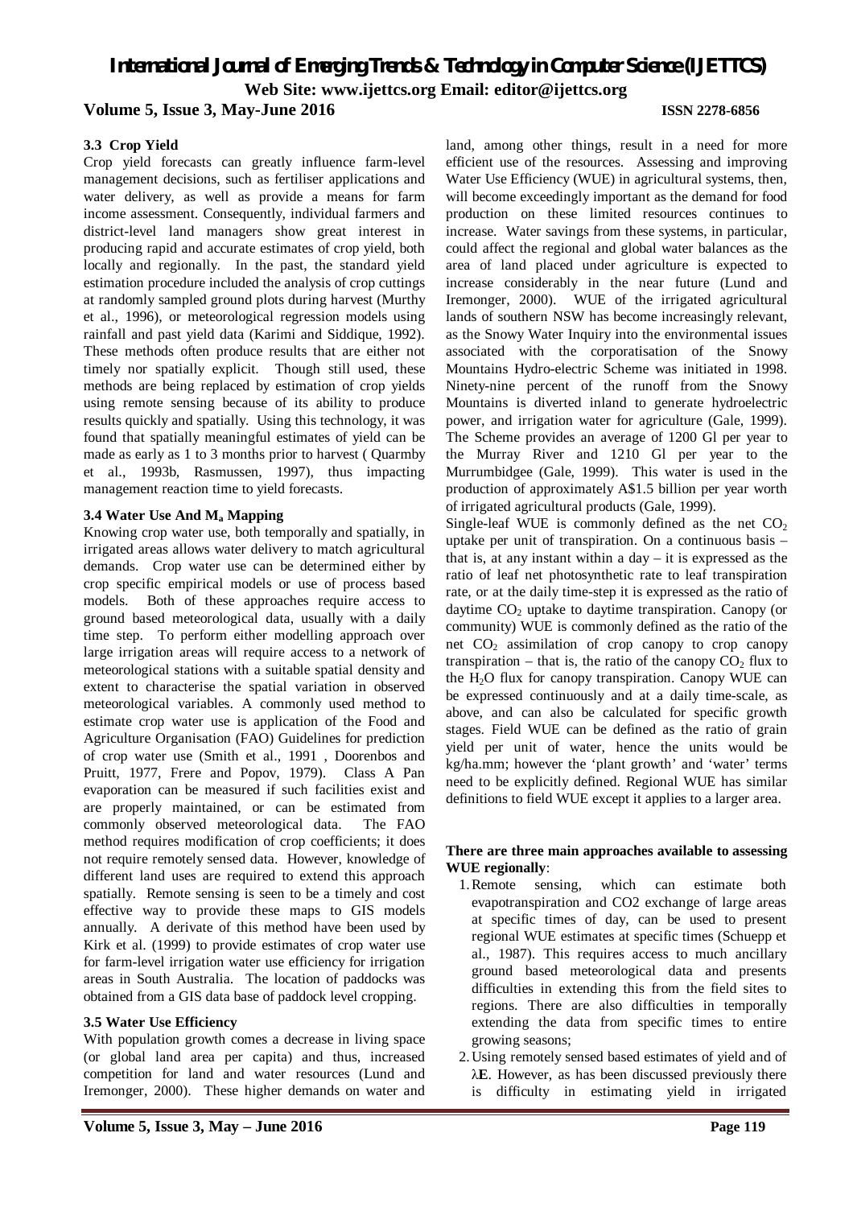### 3.3 Crop Yield

Crop yield forecasts can greatly influence farm-level management decisions, such as fertiliser applications and water delivery, as well as provide a means for farm income assessment. Consequently, individual farmers and district-level land managers show great interest in producing rapid and accurate estimates of crop yield, both locally and regionally. In the past, the standard yield estimation procedure included the analysis of crop cuttings at randomly sampled ground plots during harvest (Murthy et al., 1996), or meteorological regression models using rainfall and past yield data (Karimi and Siddique, 1992). These methods often produce results that are either not timely nor spatially explicit. Though still used, these methods are being replaced by estimation of crop yields using remote sensing because of its ability to produce results quickly and spatially. Using this technology, it was found that spatially meaningful estimates of yield can be made as early as 1 to 3 months prior to harvest ( Quarmby et al., 1993b, Rasmussen, 1997), thus impacting management reaction time to yield forecasts.

### 3.4 Water Use And $M_a$ Mapping

Knowing crop water use, both temporally and spatially, in irrigated areas allows water delivery to match agricultural demands. Crop water use can be determined either by crop specific empirical models or use of process based models. Both of these approaches require access to ground based meteorological data, usually with a daily time step. To perform either modelling approach over large irrigation areas will require access to a network of meteorological stations with a suitable spatial density and extent to characterise the spatial variation in observed meteorological variables. A commonly used method to estimate crop water use is application of the Food and Agriculture Organisation (FAO) Guidelines for prediction of crop water use (Smith et al., 1991 , Doorenbos and Pruitt, 1977, Frere and Popov, 1979). Class A Pan evaporation can be measured if such facilities exist and are properly maintained, or can be estimated from commonly observed meteorological data. The FAO method requires modification of crop coefficients; it does not require remotely sensed data. However, knowledge of different land uses are required to extend this approach spatially. Remote sensing is seen to be a timely and cost effective way to provide these maps to GIS models annually. A derivate of this method have been used by Kirk et al. (1999) to provide estimates of crop water use for farm-level irrigation water use efficiency for irrigation areas in South Australia. The location of paddocks was obtained from a GIS data base of paddock level cropping.

### 3.5 Water Use Efficiency

With population growth comes a decrease in living space (or global land area per capita) and thus, increased competition for land and water resources (Lund and Iremonger, 2000). These higher demands on water and land, among other things, result in a need for more efficient use of the resources. Assessing and improving Water Use Efficiency (WUE) in agricultural systems, then, will become exceedingly important as the demand for food production on these limited resources continues to increase. Water savings from these systems, in particular, could affect the regional and global water balances as the area of land placed under agriculture is expected to increase considerably in the near future (Lund and Iremonger, 2000). WUE of the irrigated agricultural lands of southern NSW has become increasingly relevant, as the Snowy Water Inquiry into the environmental issues associated with the corporatisation of the Snowy Mountains Hydro-electric Scheme was initiated in 1998. Ninety-nine percent of the runoff from the Snowy Mountains is diverted inland to generate hydroelectric power, and irrigation water for agriculture (Gale, 1999). The Scheme provides an average of 1200 Gl per year to the Murray River and 1210 Gl per year to the Murrumbidgee (Gale, 1999). This water is used in the production of approximately A$1.5 billion per year worth of irrigated agricultural products (Gale, 1999).

Single-leaf WUE is commonly defined as the net $CO_2$ uptake per unit of transpiration. On a continuous basis – that is, at any instant within a day – it is expressed as the ratio of leaf net photosynthetic rate to leaf transpiration rate, or at the daily time-step it is expressed as the ratio of daytime $CO_2$ uptake to daytime transpiration. Canopy (or community) WUE is commonly defined as the ratio of the net $CO_2$ assimilation of crop canopy to crop canopy transpiration – that is, the ratio of the canopy $CO_2$ flux to the $H_2O$ flux for canopy transpiration. Canopy WUE can be expressed continuously and at a daily time-scale, as above, and can also be calculated for specific growth stages. Field WUE can be defined as the ratio of grain yield per unit of water, hence the units would be kg/ha.mm; however the 'plant growth' and 'water' terms need to be explicitly defined. Regional WUE has similar definitions to field WUE except it applies to a larger area.

**There are three main approaches available to assessing WUE regionally**:

1. Remote sensing, which can estimate both evapotranspiration and CO2 exchange of large areas at specific times of day, can be used to present regional WUE estimates at specific times (Schuepp et al., 1987). This requires access to much ancillary ground based meteorological data and presents difficulties in extending this from the field sites to regions. There are also difficulties in temporally extending the data from specific times to entire growing seasons;
2. Using remotely sensed based estimates of yield and of $\lambda E$. However, as has been discussed previously there is difficulty in estimating yield in irrigated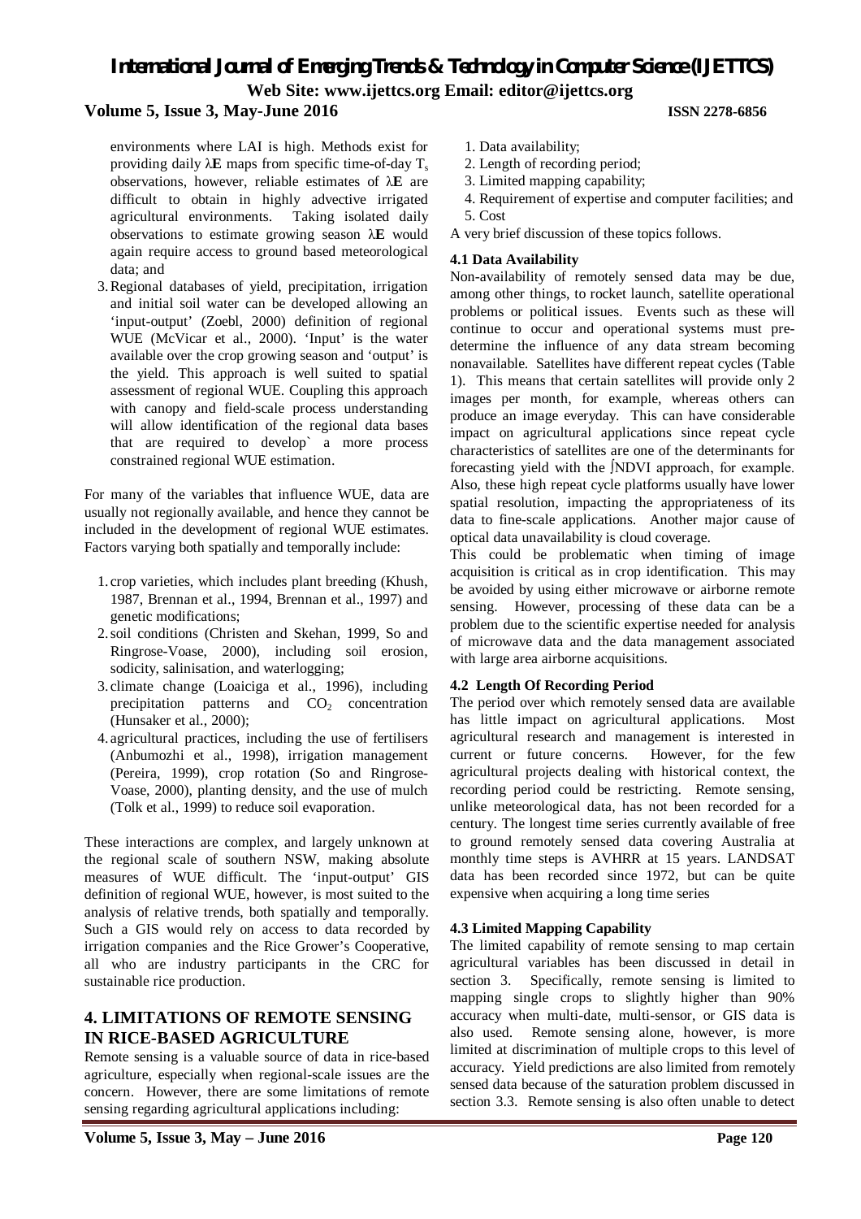environments where LAI is high. Methods exist for providing daily $\lambda$**E** maps from specific time-of-day $T_s$ observations, however, reliable estimates of $\lambda$**E** are difficult to obtain in highly advective irrigated agricultural environments. Taking isolated daily observations to estimate growing season $\lambda$**E** would again require access to ground based meteorological data; and

3. Regional databases of yield, precipitation, irrigation and initial soil water can be developed allowing an 'input-output' (Zoebl, 2000) definition of regional WUE (McVicar et al., 2000). 'Input' is the water available over the crop growing season and 'output' is the yield. This approach is well suited to spatial assessment of regional WUE. Coupling this approach with canopy and field-scale process understanding will allow identification of the regional data bases that are required to develop` a more process constrained regional WUE estimation.

For many of the variables that influence WUE, data are usually not regionally available, and hence they cannot be included in the development of regional WUE estimates. Factors varying both spatially and temporally include:

1. crop varieties, which includes plant breeding (Khush, 1987, Brennan et al., 1994, Brennan et al., 1997) and genetic modifications;
2. soil conditions (Christen and Skehan, 1999, So and Ringrose-Voase, 2000), including soil erosion, sodicity, salinisation, and waterlogging;
3. climate change (Loaiciga et al., 1996), including precipitation patterns and $CO_2$ concentration (Hunsaker et al., 2000);
4. agricultural practices, including the use of fertilisers (Anbumozhi et al., 1998), irrigation management (Pereira, 1999), crop rotation (So and Ringrose-Voase, 2000), planting density, and the use of mulch (Tolk et al., 1999) to reduce soil evaporation.

These interactions are complex, and largely unknown at the regional scale of southern NSW, making absolute measures of WUE difficult. The 'input-output' GIS definition of regional WUE, however, is most suited to the analysis of relative trends, both spatially and temporally. Such a GIS would rely on access to data recorded by irrigation companies and the Rice Grower's Cooperative, all who are industry participants in the CRC for sustainable rice production.

## 4. LIMITATIONS OF REMOTE SENSING IN RICE-BASED AGRICULTURE

Remote sensing is a valuable source of data in rice-based agriculture, especially when regional-scale issues are the concern. However, there are some limitations of remote sensing regarding agricultural applications including:

1. Data availability;
2. Length of recording period;
3. Limited mapping capability;
4. Requirement of expertise and computer facilities; and
5. Cost

A very brief discussion of these topics follows.

### 4.1 Data Availability

Non-availability of remotely sensed data may be due, among other things, to rocket launch, satellite operational problems or political issues. Events such as these will continue to occur and operational systems must pre-determine the influence of any data stream becoming nonavailable. Satellites have different repeat cycles (Table 1). This means that certain satellites will provide only 2 images per month, for example, whereas others can produce an image everyday. This can have considerable impact on agricultural applications since repeat cycle characteristics of satellites are one of the determinants for forecasting yield with the ∫NDVI approach, for example. Also, these high repeat cycle platforms usually have lower spatial resolution, impacting the appropriateness of its data to fine-scale applications. Another major cause of optical data unavailability is cloud coverage.

This could be problematic when timing of image acquisition is critical as in crop identification. This may be avoided by using either microwave or airborne remote sensing. However, processing of these data can be a problem due to the scientific expertise needed for analysis of microwave data and the data management associated with large area airborne acquisitions.

### 4.2 Length Of Recording Period

The period over which remotely sensed data are available has little impact on agricultural applications. Most agricultural research and management is interested in current or future concerns. However, for the few agricultural projects dealing with historical context, the recording period could be restricting. Remote sensing, unlike meteorological data, has not been recorded for a century. The longest time series currently available of free to ground remotely sensed data covering Australia at monthly time steps is AVHRR at 15 years. LANDSAT data has been recorded since 1972, but can be quite expensive when acquiring a long time series

### 4.3 Limited Mapping Capability

The limited capability of remote sensing to map certain agricultural variables has been discussed in detail in section 3. Specifically, remote sensing is limited to mapping single crops to slightly higher than 90% accuracy when multi-date, multi-sensor, or GIS data is also used. Remote sensing alone, however, is more limited at discrimination of multiple crops to this level of accuracy. Yield predictions are also limited from remotely sensed data because of the saturation problem discussed in section 3.3. Remote sensing is also often unable to detect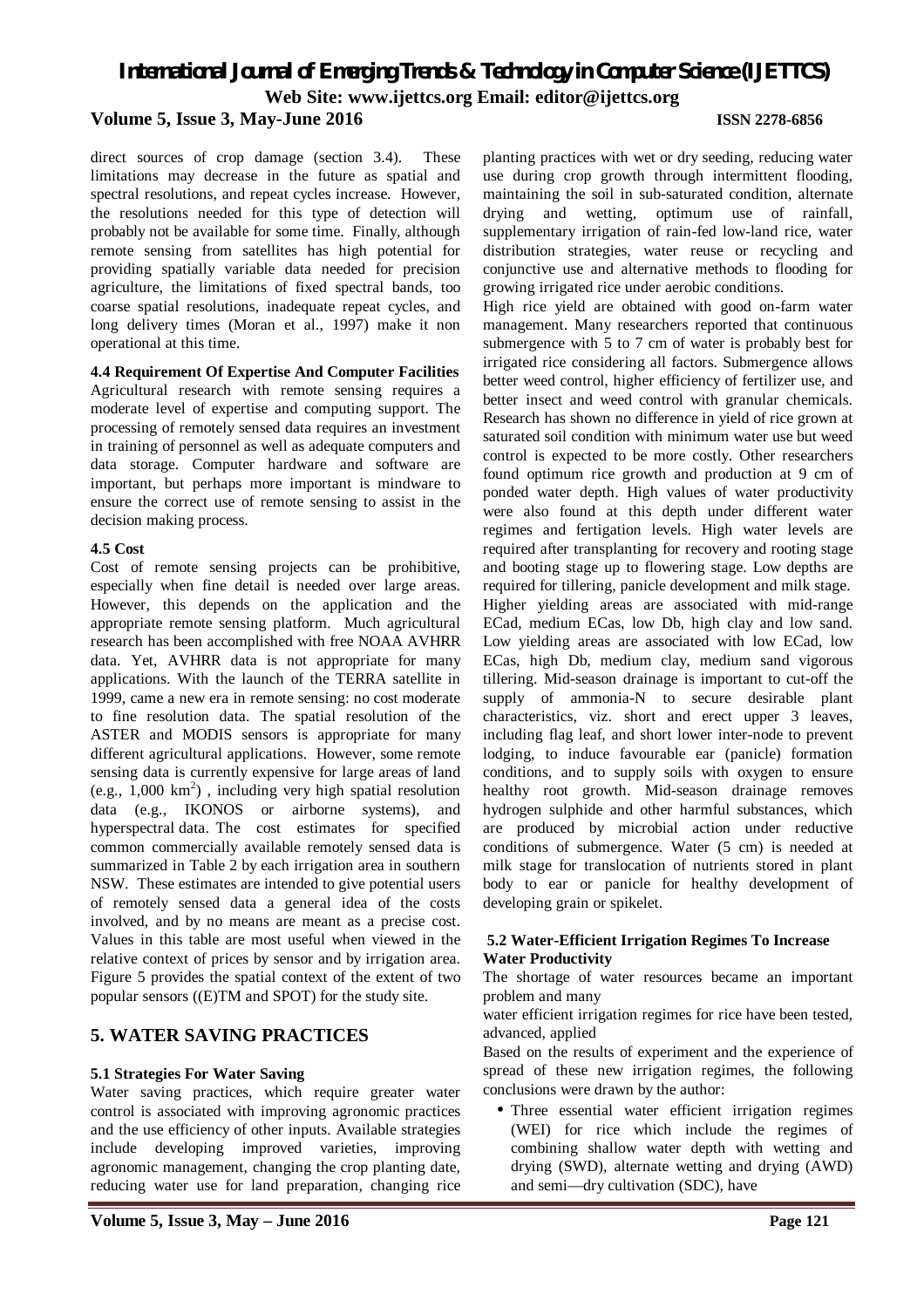direct sources of crop damage (section 3.4). These limitations may decrease in the future as spatial and spectral resolutions, and repeat cycles increase. However, the resolutions needed for this type of detection will probably not be available for some time. Finally, although remote sensing from satellites has high potential for providing spatially variable data needed for precision agriculture, the limitations of fixed spectral bands, too coarse spatial resolutions, inadequate repeat cycles, and long delivery times (Moran et al., 1997) make it non operational at this time.

### 4.4 Requirement Of Expertise And Computer Facilities

Agricultural research with remote sensing requires a moderate level of expertise and computing support. The processing of remotely sensed data requires an investment in training of personnel as well as adequate computers and data storage. Computer hardware and software are important, but perhaps more important is mindware to ensure the correct use of remote sensing to assist in the decision making process.

### 4.5 Cost

Cost of remote sensing projects can be prohibitive, especially when fine detail is needed over large areas. However, this depends on the application and the appropriate remote sensing platform. Much agricultural research has been accomplished with free NOAA AVHRR data. Yet, AVHRR data is not appropriate for many applications. With the launch of the TERRA satellite in 1999, came a new era in remote sensing: no cost moderate to fine resolution data. The spatial resolution of the ASTER and MODIS sensors is appropriate for many different agricultural applications. However, some remote sensing data is currently expensive for large areas of land (e.g., 1,000 $km^2$) , including very high spatial resolution data (e.g., IKONOS or airborne systems), and hyperspectral data. The cost estimates for specified common commercially available remotely sensed data is summarized in Table 2 by each irrigation area in southern NSW. These estimates are intended to give potential users of remotely sensed data a general idea of the costs involved, and by no means are meant as a precise cost. Values in this table are most useful when viewed in the relative context of prices by sensor and by irrigation area. Figure 5 provides the spatial context of the extent of two popular sensors ((E)TM and SPOT) for the study site.

## 5. WATER SAVING PRACTICES

### 5.1 Strategies For Water Saving

Water saving practices, which require greater water control is associated with improving agronomic practices and the use efficiency of other inputs. Available strategies include developing improved varieties, improving agronomic management, changing the crop planting date, reducing water use for land preparation, changing rice planting practices with wet or dry seeding, reducing water use during crop growth through intermittent flooding, maintaining the soil in sub-saturated condition, alternate drying and wetting, optimum use of rainfall, supplementary irrigation of rain-fed low-land rice, water distribution strategies, water reuse or recycling and conjunctive use and alternative methods to flooding for growing irrigated rice under aerobic conditions.

High rice yield are obtained with good on-farm water management. Many researchers reported that continuous submergence with 5 to 7 cm of water is probably best for irrigated rice considering all factors. Submergence allows better weed control, higher efficiency of fertilizer use, and better insect and weed control with granular chemicals. Research has shown no difference in yield of rice grown at saturated soil condition with minimum water use but weed control is expected to be more costly. Other researchers found optimum rice growth and production at 9 cm of ponded water depth. High values of water productivity were also found at this depth under different water regimes and fertigation levels. High water levels are required after transplanting for recovery and rooting stage and booting stage up to flowering stage. Low depths are required for tillering, panicle development and milk stage. Higher yielding areas are associated with mid-range ECad, medium ECas, low Db, high clay and low sand. Low yielding areas are associated with low ECad, low ECas, high Db, medium clay, medium sand vigorous tillering. Mid-season drainage is important to cut-off the supply of ammonia-N to secure desirable plant characteristics, viz. short and erect upper 3 leaves, including flag leaf, and short lower inter-node to prevent lodging, to induce favourable ear (panicle) formation conditions, and to supply soils with oxygen to ensure healthy root growth. Mid-season drainage removes hydrogen sulphide and other harmful substances, which are produced by microbial action under reductive conditions of submergence. Water (5 cm) is needed at milk stage for translocation of nutrients stored in plant body to ear or panicle for healthy development of developing grain or spikelet.

### 5.2 Water-Efficient Irrigation Regimes To Increase Water Productivity

The shortage of water resources became an important problem and many

water efficient irrigation regimes for rice have been tested, advanced, applied

Based on the results of experiment and the experience of spread of these new irrigation regimes, the following conclusions were drawn by the author:

- Three essential water efficient irrigation regimes (WEI) for rice which include the regimes of combining shallow water depth with wetting and drying (SWD), alternate wetting and drying (AWD) and semi—dry cultivation (SDC), have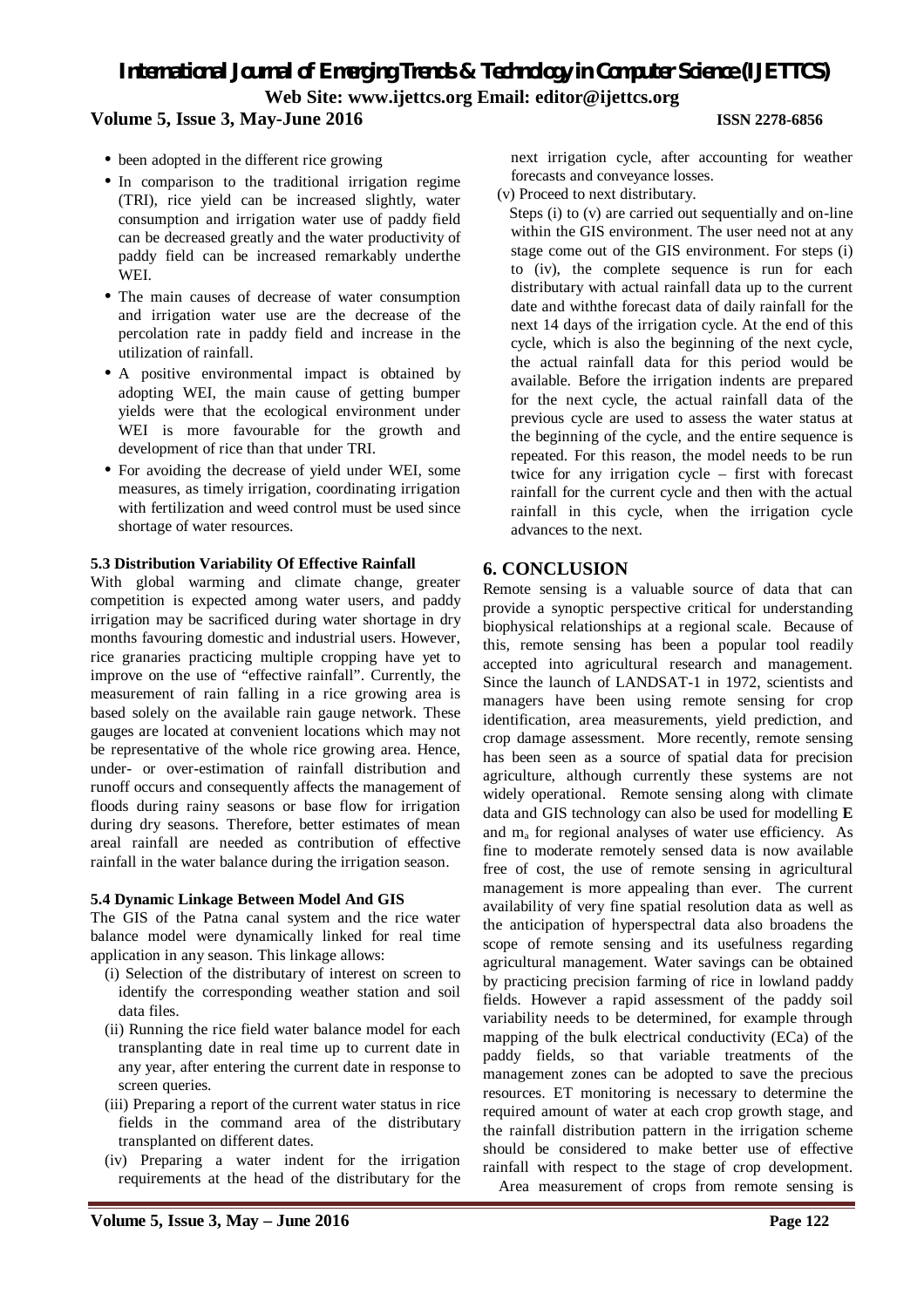- been adopted in the different rice growing
- In comparison to the traditional irrigation regime (TRI), rice yield can be increased slightly, water consumption and irrigation water use of paddy field can be decreased greatly and the water productivity of paddy field can be increased remarkably underthe WEI.
- The main causes of decrease of water consumption and irrigation water use are the decrease of the percolation rate in paddy field and increase in the utilization of rainfall.
- A positive environmental impact is obtained by adopting WEI, the main cause of getting bumper yields were that the ecological environment under WEI is more favourable for the growth and development of rice than that under TRI.
- For avoiding the decrease of yield under WEI, some measures, as timely irrigation, coordinating irrigation with fertilization and weed control must be used since shortage of water resources.

**5.3 Distribution Variability Of Effective Rainfall**

With global warming and climate change, greater competition is expected among water users, and paddy irrigation may be sacrificed during water shortage in dry months favouring domestic and industrial users. However, rice granaries practicing multiple cropping have yet to improve on the use of "effective rainfall". Currently, the measurement of rain falling in a rice growing area is based solely on the available rain gauge network. These gauges are located at convenient locations which may not be representative of the whole rice growing area. Hence, under- or over-estimation of rainfall distribution and runoff occurs and consequently affects the management of floods during rainy seasons or base flow for irrigation during dry seasons. Therefore, better estimates of mean areal rainfall are needed as contribution of effective rainfall in the water balance during the irrigation season.

**5.4 Dynamic Linkage Between Model And GIS**

The GIS of the Patna canal system and the rice water balance model were dynamically linked for real time application in any season. This linkage allows:

(i) Selection of the distributary of interest on screen to identify the corresponding weather station and soil data files.

(ii) Running the rice field water balance model for each transplanting date in real time up to current date in any year, after entering the current date in response to screen queries.

(iii) Preparing a report of the current water status in rice fields in the command area of the distributary transplanted on different dates.

(iv) Preparing a water indent for the irrigation requirements at the head of the distributary for the next irrigation cycle, after accounting for weather forecasts and conveyance losses.

(v) Proceed to next distributary.

Steps (i) to (v) are carried out sequentially and on-line within the GIS environment. The user need not at any stage come out of the GIS environment. For steps (i) to (iv), the complete sequence is run for each distributary with actual rainfall data up to the current date and withthe forecast data of daily rainfall for the next 14 days of the irrigation cycle. At the end of this cycle, which is also the beginning of the next cycle, the actual rainfall data for this period would be available. Before the irrigation indents are prepared for the next cycle, the actual rainfall data of the previous cycle are used to assess the water status at the beginning of the cycle, and the entire sequence is repeated. For this reason, the model needs to be run twice for any irrigation cycle – first with forecast rainfall for the current cycle and then with the actual rainfall in this cycle, when the irrigation cycle advances to the next.

## 6. CONCLUSION

Remote sensing is a valuable source of data that can provide a synoptic perspective critical for understanding biophysical relationships at a regional scale. Because of this, remote sensing has been a popular tool readily accepted into agricultural research and management. Since the launch of LANDSAT-1 in 1972, scientists and managers have been using remote sensing for crop identification, area measurements, yield prediction, and crop damage assessment. More recently, remote sensing has been seen as a source of spatial data for precision agriculture, although currently these systems are not widely operational. Remote sensing along with climate data and GIS technology can also be used for modelling **E** and $m_a$ for regional analyses of water use efficiency. As fine to moderate remotely sensed data is now available free of cost, the use of remote sensing in agricultural management is more appealing than ever. The current availability of very fine spatial resolution data as well as the anticipation of hyperspectral data also broadens the scope of remote sensing and its usefulness regarding agricultural management. Water savings can be obtained by practicing precision farming of rice in lowland paddy fields. However a rapid assessment of the paddy soil variability needs to be determined, for example through mapping of the bulk electrical conductivity (ECa) of the paddy fields, so that variable treatments of the management zones can be adopted to save the precious resources. ET monitoring is necessary to determine the required amount of water at each crop growth stage, and the rainfall distribution pattern in the irrigation scheme should be considered to make better use of effective rainfall with respect to the stage of crop development.

Area measurement of crops from remote sensing is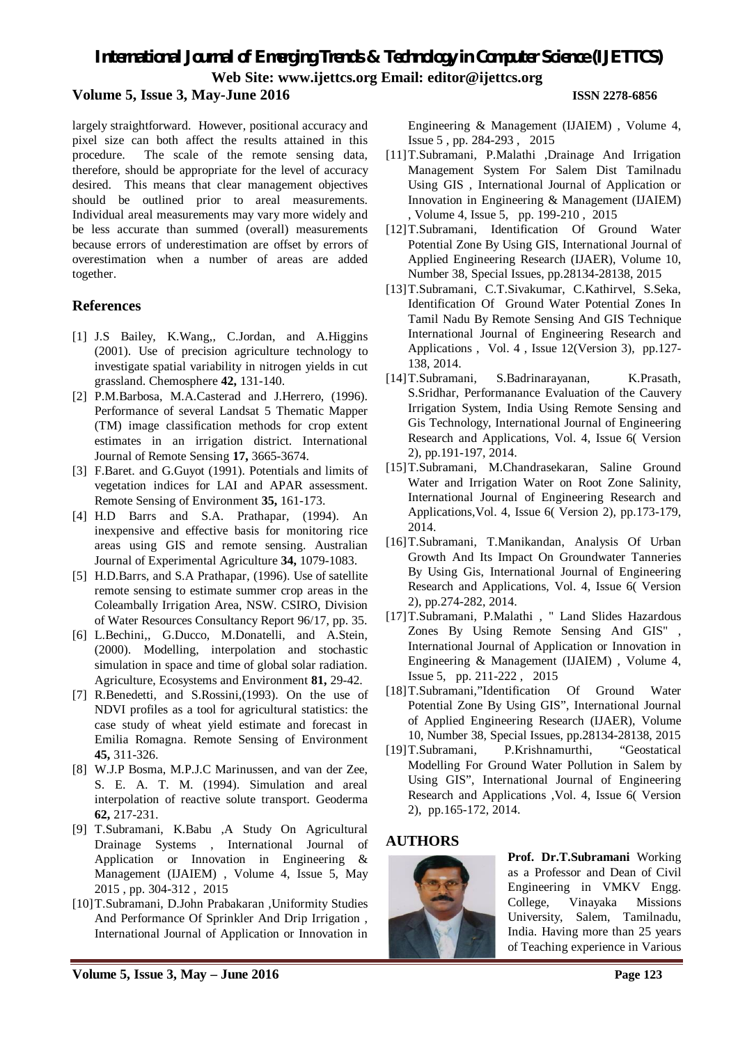largely straightforward. However, positional accuracy and pixel size can both affect the results attained in this procedure. The scale of the remote sensing data, therefore, should be appropriate for the level of accuracy desired. This means that clear management objectives should be outlined prior to areal measurements. Individual areal measurements may vary more widely and be less accurate than summed (overall) measurements because errors of underestimation are offset by errors of overestimation when a number of areas are added together.

## References

[1] J.S Bailey, K.Wang,, C.Jordan, and A.Higgins (2001). Use of precision agriculture technology to investigate spatial variability in nitrogen yields in cut grassland. Chemosphere **42,** 131-140.

[2] P.M.Barbosa, M.A.Casterad and J.Herrero, (1996). Performance of several Landsat 5 Thematic Mapper (TM) image classification methods for crop extent estimates in an irrigation district. International Journal of Remote Sensing **17,** 3665-3674.

[3] F.Baret. and G.Guyot (1991). Potentials and limits of vegetation indices for LAI and APAR assessment. Remote Sensing of Environment **35,** 161-173.

[4] H.D Barrs and S.A. Prathapar, (1994). An inexpensive and effective basis for monitoring rice areas using GIS and remote sensing. Australian Journal of Experimental Agriculture **34,** 1079-1083.

[5] H.D.Barrs, and S.A Prathapar, (1996). Use of satellite remote sensing to estimate summer crop areas in the Coleambally Irrigation Area, NSW. CSIRO, Division of Water Resources Consultancy Report 96/17, pp. 35.

[6] L.Bechini,, G.Ducco, M.Donatelli, and A.Stein, (2000). Modelling, interpolation and stochastic simulation in space and time of global solar radiation. Agriculture, Ecosystems and Environment **81,** 29-42.

[7] R.Benedetti, and S.Rossini,(1993). On the use of NDVI profiles as a tool for agricultural statistics: the case study of wheat yield estimate and forecast in Emilia Romagna. Remote Sensing of Environment **45,** 311-326.

[8] W.J.P Bosma, M.P.J.C Marinussen, and van der Zee, S. E. A. T. M. (1994). Simulation and areal interpolation of reactive solute transport. Geoderma **62,** 217-231.

[9] T.Subramani, K.Babu ,A Study On Agricultural Drainage Systems , International Journal of Application or Innovation in Engineering & Management (IJAIEM) , Volume 4, Issue 5, May 2015 , pp. 304-312 , 2015

[10] T.Subramani, D.John Prabakaran ,Uniformity Studies And Performance Of Sprinkler And Drip Irrigation , International Journal of Application or Innovation in Engineering & Management (IJAIEM) , Volume 4, Issue 5 , pp. 284-293 , 2015

[11] T.Subramani, P.Malathi ,Drainage And Irrigation Management System For Salem Dist Tamilnadu Using GIS , International Journal of Application or Innovation in Engineering & Management (IJAIEM) , Volume 4, Issue 5, pp. 199-210 , 2015

[12] T.Subramani, Identification Of Ground Water Potential Zone By Using GIS, International Journal of Applied Engineering Research (IJAER), Volume 10, Number 38, Special Issues, pp.28134-28138, 2015

[13] T.Subramani, C.T.Sivakumar, C.Kathirvel, S.Seka, Identification Of Ground Water Potential Zones In Tamil Nadu By Remote Sensing And GIS Technique International Journal of Engineering Research and Applications , Vol. 4 , Issue 12(Version 3), pp.127-138, 2014.

[14] T.Subramani, S.Badrinarayanan, K.Prasath, S.Sridhar, Performanance Evaluation of the Cauvery Irrigation System, India Using Remote Sensing and Gis Technology, International Journal of Engineering Research and Applications, Vol. 4, Issue 6( Version 2), pp.191-197, 2014.

[15] T.Subramani, M.Chandrasekaran, Saline Ground Water and Irrigation Water on Root Zone Salinity, International Journal of Engineering Research and Applications,Vol. 4, Issue 6( Version 2), pp.173-179, 2014.

[16] T.Subramani, T.Manikandan, Analysis Of Urban Growth And Its Impact On Groundwater Tanneries By Using Gis, International Journal of Engineering Research and Applications, Vol. 4, Issue 6( Version 2), pp.274-282, 2014.

[17] T.Subramani, P.Malathi , " Land Slides Hazardous Zones By Using Remote Sensing And GIS" , International Journal of Application or Innovation in Engineering & Management (IJAIEM) , Volume 4, Issue 5, pp. 211-222 , 2015

[18] T.Subramani,"Identification Of Ground Water Potential Zone By Using GIS", International Journal of Applied Engineering Research (IJAER), Volume 10, Number 38, Special Issues, pp.28134-28138, 2015

[19] T.Subramani, P.Krishnamurthi, "Geostatical Modelling For Ground Water Pollution in Salem by Using GIS", International Journal of Engineering Research and Applications ,Vol. 4, Issue 6( Version 2), pp.165-172, 2014.

## AUTHORS

**Prof. Dr.T.Subramani** Working as a Professor and Dean of Civil Engineering in VMKV Engg. College, Vinayaka Missions University, Salem, Tamilnadu, India. Having more than 25 years of Teaching experience in Various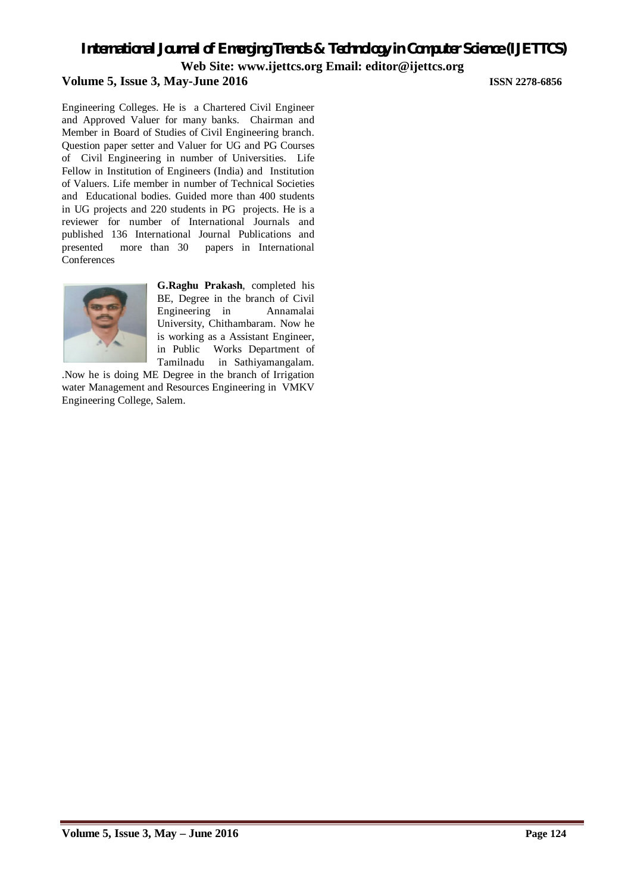Engineering Colleges. He is a Chartered Civil Engineer and Approved Valuer for many banks. Chairman and Member in Board of Studies of Civil Engineering branch. Question paper setter and Valuer for UG and PG Courses of Civil Engineering in number of Universities. Life Fellow in Institution of Engineers (India) and Institution of Valuers. Life member in number of Technical Societies and Educational bodies. Guided more than 400 students in UG projects and 220 students in PG projects. He is a reviewer for number of International Journals and published 136 International Journal Publications and presented more than 30 papers in International Conferences

**G.Raghu Prakash**, completed his BE, Degree in the branch of Civil Engineering in Annamalai University, Chithambaram. Now he is working as a Assistant Engineer, in Public Works Department of Tamilnadu in Sathiyamangalam. .Now he is doing ME Degree in the branch of Irrigation water Management and Resources Engineering in VMKV Engineering College, Salem.